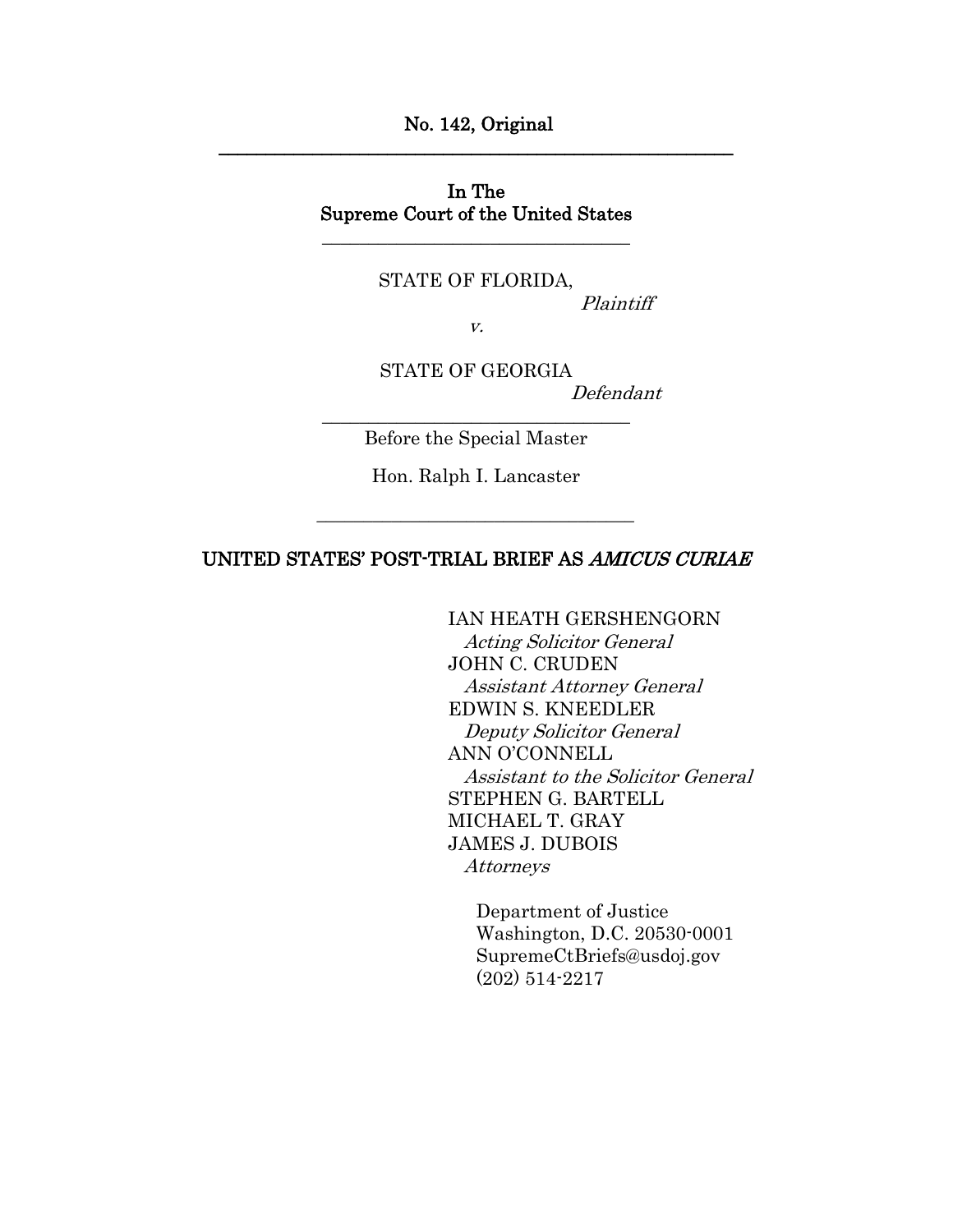**No. 142, Original**

---

**In The**
**Supreme Court of the United States**

---

STATE OF FLORIDA,
*Plaintiff*

*v.*

STATE OF GEORGIA
*Defendant*

---

Before the Special Master

Hon. Ralph I. Lancaster

---

## UNITED STATES' POST-TRIAL BRIEF AS *AMICUS CURIAE*

IAN HEATH GERSHENGORN
*Acting Solicitor General*
JOHN C. CRUDEN
*Assistant Attorney General*
EDWIN S. KNEEDLER
*Deputy Solicitor General*
ANN O'CONNELL
*Assistant to the Solicitor General*
STEPHEN G. BARTELL
MICHAEL T. GRAY
JAMES J. DUBOIS
*Attorneys*

Department of Justice
Washington, D.C. 20530-0001
SupremeCtBriefs@usdoj.gov
(202) 514-2217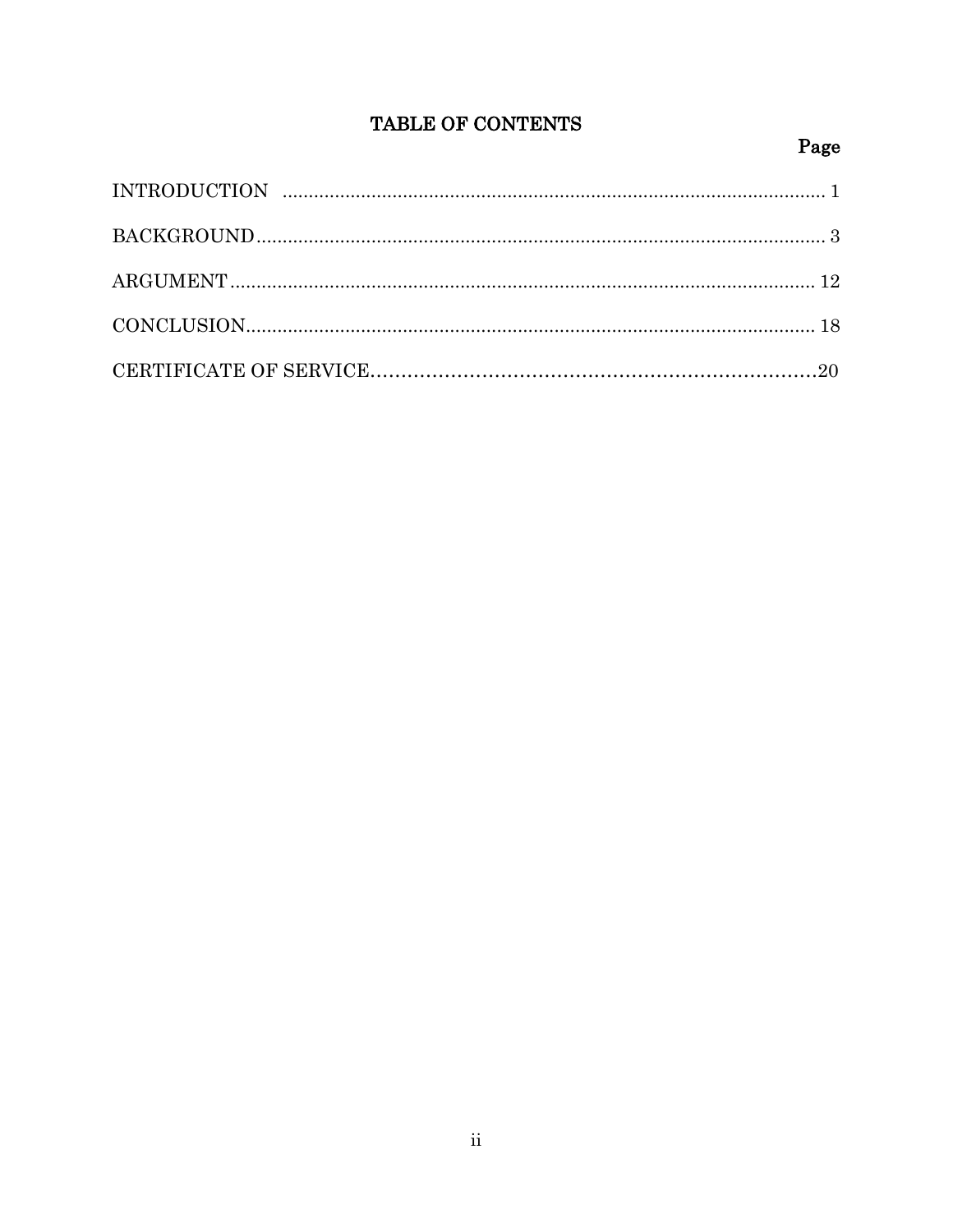## TABLE OF CONTENTS

| | Page |
|---|---|
| INTRODUCTION | 1 |
| BACKGROUND | 3 |
| ARGUMENT | 12 |
| CONCLUSION | 18 |
| CERTIFICATE OF SERVICE | 20 |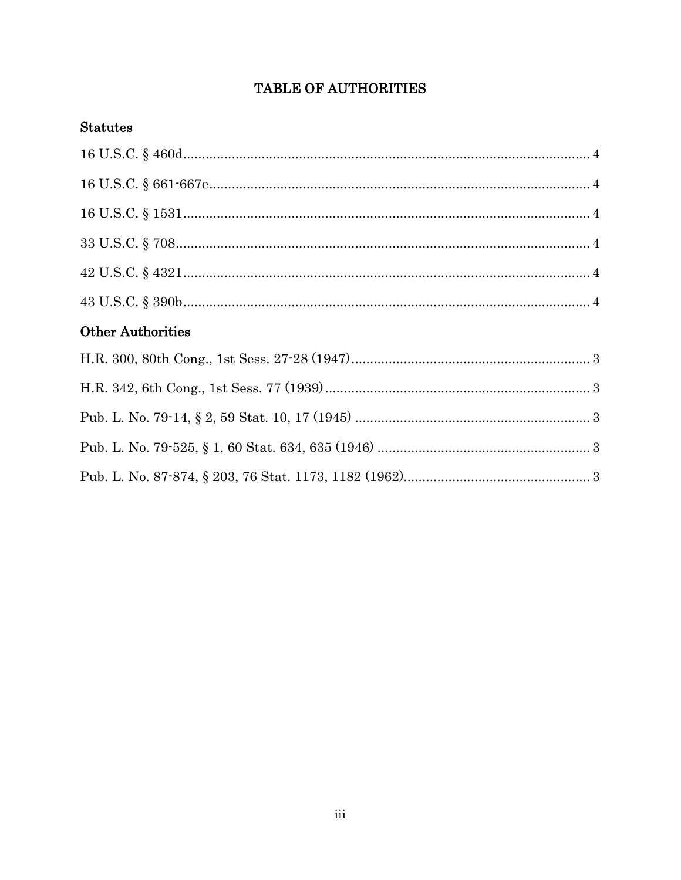# TABLE OF AUTHORITIES

## Statutes

16 U.S.C. § 460d ............................................................................................................ 4

16 U.S.C. § 661-667e ...................................................................................................... 4

16 U.S.C. § 1531 .............................................................................................................. 4

33 U.S.C. § 708 ................................................................................................................ 4

42 U.S.C. § 4321 .............................................................................................................. 4

43 U.S.C. § 390b .............................................................................................................. 4

## Other Authorities

H.R. 300, 80th Cong., 1st Sess. 27-28 (1947) ................................................................ 3

H.R. 342, 6th Cong., 1st Sess. 77 (1939) ....................................................................... 3

Pub. L. No. 79-14, § 2, 59 Stat. 10, 17 (1945) ............................................................... 3

Pub. L. No. 79-525, § 1, 60 Stat. 634, 635 (1946) ......................................................... 3

Pub. L. No. 87-874, § 203, 76 Stat. 1173, 1182 (1962) .................................................. 3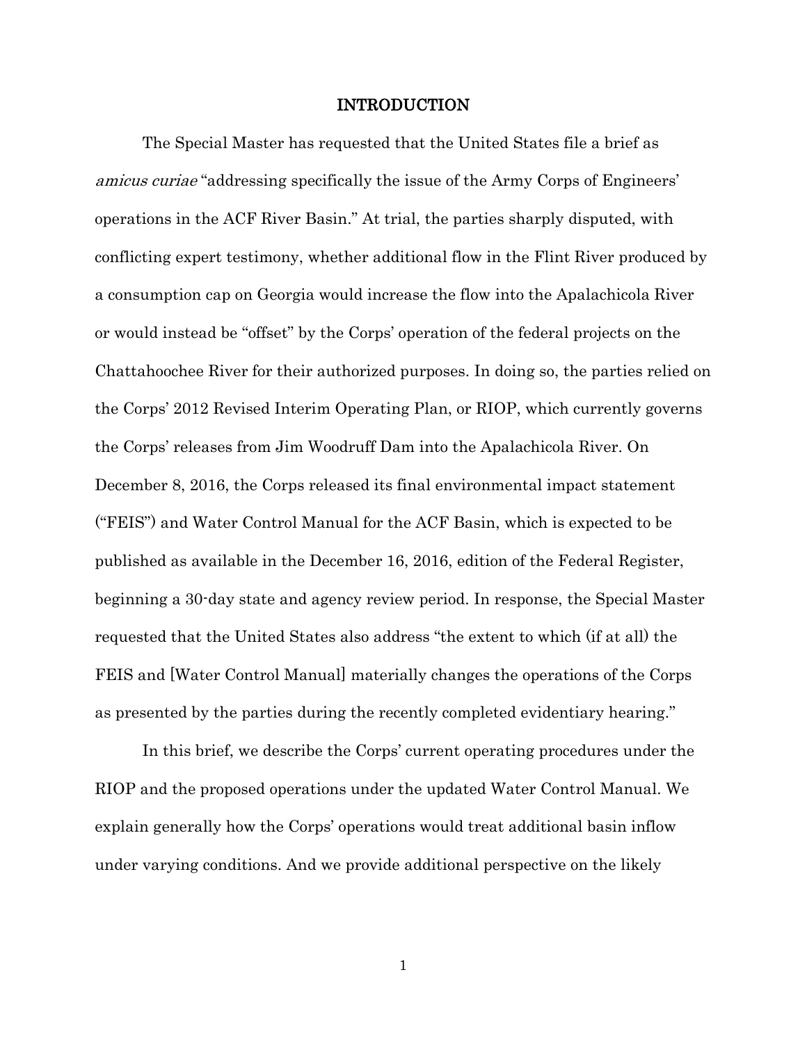# INTRODUCTION

The Special Master has requested that the United States file a brief as *amicus curiae* "addressing specifically the issue of the Army Corps of Engineers' operations in the ACF River Basin." At trial, the parties sharply disputed, with conflicting expert testimony, whether additional flow in the Flint River produced by a consumption cap on Georgia would increase the flow into the Apalachicola River or would instead be "offset" by the Corps' operation of the federal projects on the Chattahoochee River for their authorized purposes. In doing so, the parties relied on the Corps' 2012 Revised Interim Operating Plan, or RIOP, which currently governs the Corps' releases from Jim Woodruff Dam into the Apalachicola River. On December 8, 2016, the Corps released its final environmental impact statement ("FEIS") and Water Control Manual for the ACF Basin, which is expected to be published as available in the December 16, 2016, edition of the Federal Register, beginning a 30-day state and agency review period. In response, the Special Master requested that the United States also address "the extent to which (if at all) the FEIS and [Water Control Manual] materially changes the operations of the Corps as presented by the parties during the recently completed evidentiary hearing."

In this brief, we describe the Corps' current operating procedures under the RIOP and the proposed operations under the updated Water Control Manual. We explain generally how the Corps' operations would treat additional basin inflow under varying conditions. And we provide additional perspective on the likely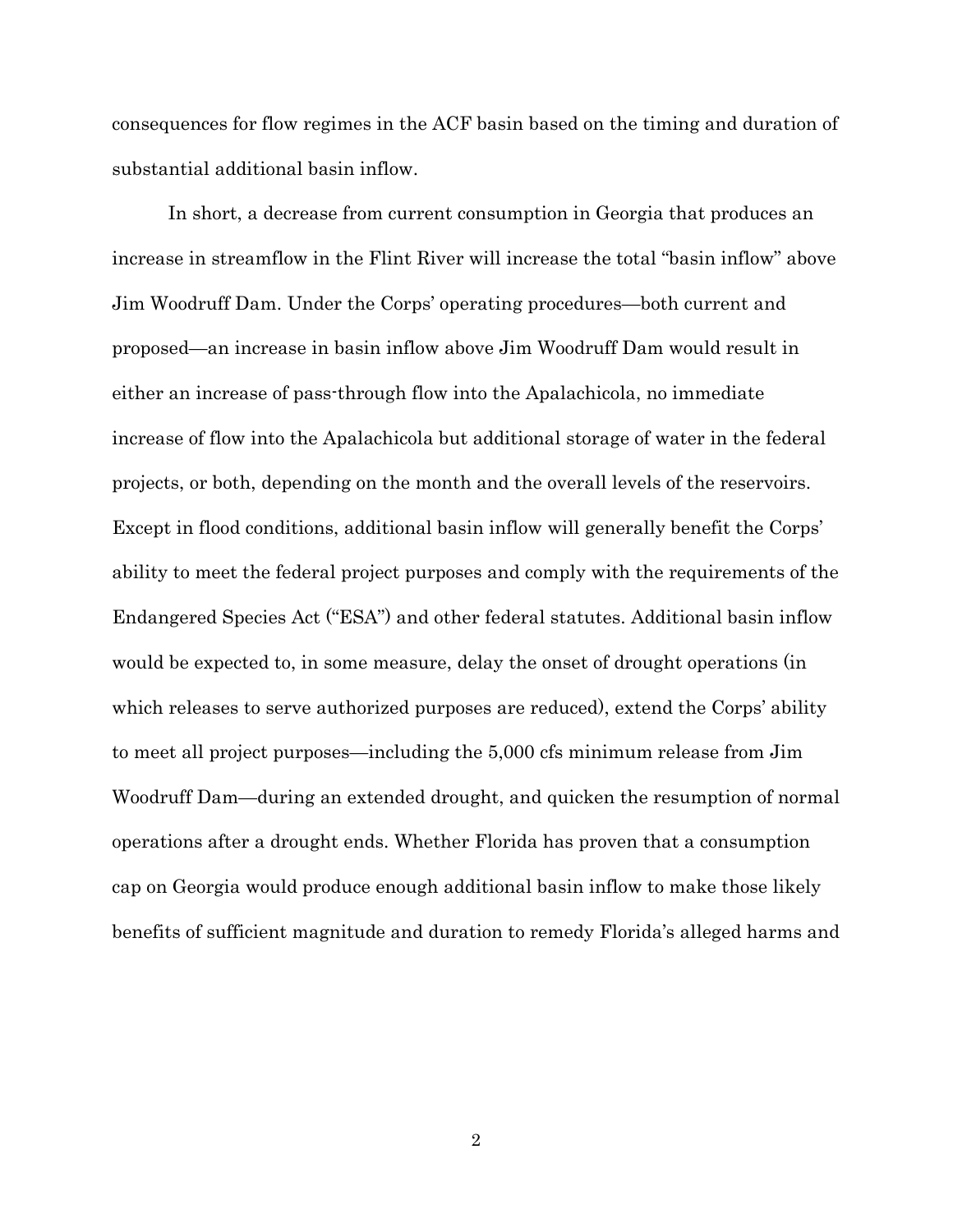consequences for flow regimes in the ACF basin based on the timing and duration of substantial additional basin inflow.

In short, a decrease from current consumption in Georgia that produces an increase in streamflow in the Flint River will increase the total "basin inflow" above Jim Woodruff Dam. Under the Corps' operating procedures—both current and proposed—an increase in basin inflow above Jim Woodruff Dam would result in either an increase of pass-through flow into the Apalachicola, no immediate increase of flow into the Apalachicola but additional storage of water in the federal projects, or both, depending on the month and the overall levels of the reservoirs. Except in flood conditions, additional basin inflow will generally benefit the Corps' ability to meet the federal project purposes and comply with the requirements of the Endangered Species Act ("ESA") and other federal statutes. Additional basin inflow would be expected to, in some measure, delay the onset of drought operations (in which releases to serve authorized purposes are reduced), extend the Corps' ability to meet all project purposes—including the 5,000 cfs minimum release from Jim Woodruff Dam—during an extended drought, and quicken the resumption of normal operations after a drought ends. Whether Florida has proven that a consumption cap on Georgia would produce enough additional basin inflow to make those likely benefits of sufficient magnitude and duration to remedy Florida's alleged harms and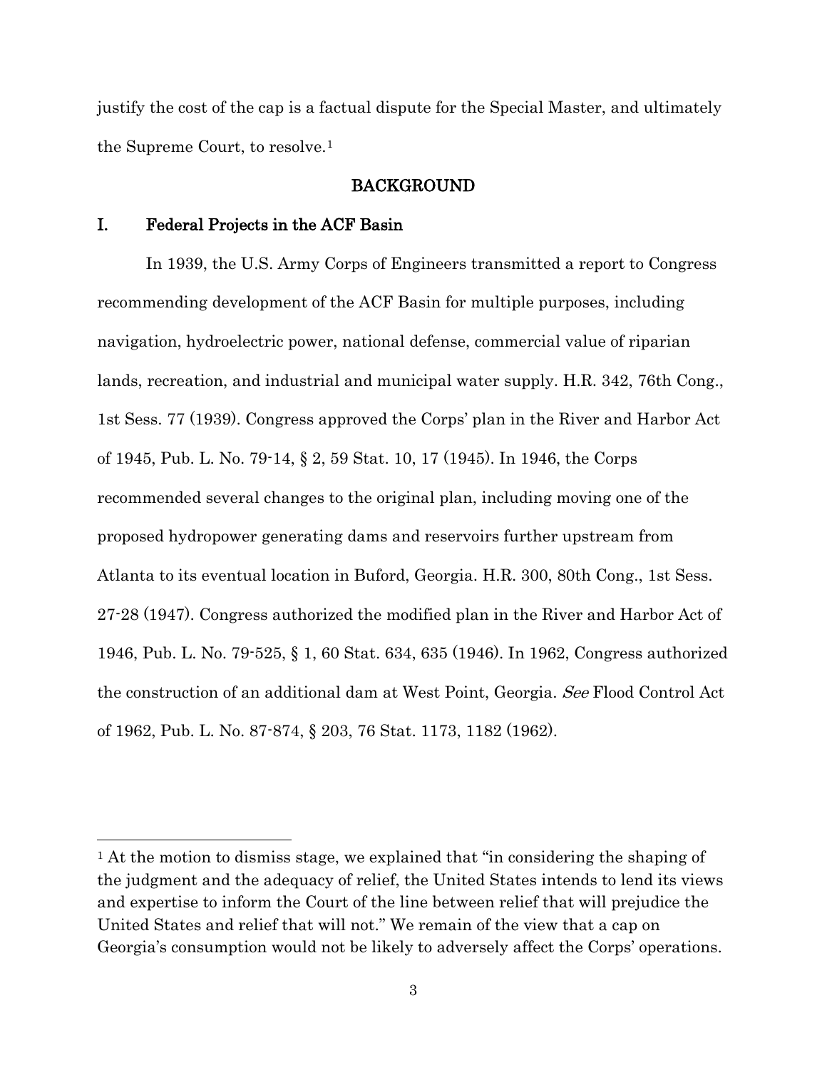justify the cost of the cap is a factual dispute for the Special Master, and ultimately the Supreme Court, to resolve.[1]

## BACKGROUND

### I. Federal Projects in the ACF Basin

In 1939, the U.S. Army Corps of Engineers transmitted a report to Congress recommending development of the ACF Basin for multiple purposes, including navigation, hydroelectric power, national defense, commercial value of riparian lands, recreation, and industrial and municipal water supply. H.R. 342, 76th Cong., 1st Sess. 77 (1939). Congress approved the Corps' plan in the River and Harbor Act of 1945, Pub. L. No. 79-14, § 2, 59 Stat. 10, 17 (1945). In 1946, the Corps recommended several changes to the original plan, including moving one of the proposed hydropower generating dams and reservoirs further upstream from Atlanta to its eventual location in Buford, Georgia. H.R. 300, 80th Cong., 1st Sess. 27-28 (1947). Congress authorized the modified plan in the River and Harbor Act of 1946, Pub. L. No. 79-525, § 1, 60 Stat. 634, 635 (1946). In 1962, Congress authorized the construction of an additional dam at West Point, Georgia. *See* Flood Control Act of 1962, Pub. L. No. 87-874, § 203, 76 Stat. 1173, 1182 (1962).

---

[1] At the motion to dismiss stage, we explained that "in considering the shaping of the judgment and the adequacy of relief, the United States intends to lend its views and expertise to inform the Court of the line between relief that will prejudice the United States and relief that will not." We remain of the view that a cap on Georgia's consumption would not be likely to adversely affect the Corps' operations.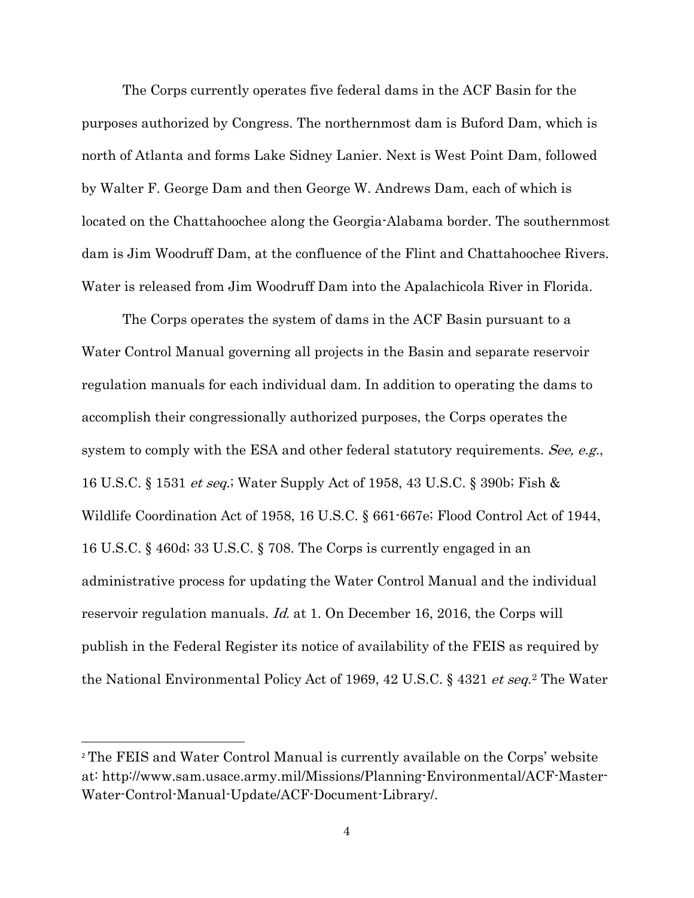The Corps currently operates five federal dams in the ACF Basin for the purposes authorized by Congress. The northernmost dam is Buford Dam, which is north of Atlanta and forms Lake Sidney Lanier. Next is West Point Dam, followed by Walter F. George Dam and then George W. Andrews Dam, each of which is located on the Chattahoochee along the Georgia-Alabama border. The southernmost dam is Jim Woodruff Dam, at the confluence of the Flint and Chattahoochee Rivers. Water is released from Jim Woodruff Dam into the Apalachicola River in Florida.

The Corps operates the system of dams in the ACF Basin pursuant to a Water Control Manual governing all projects in the Basin and separate reservoir regulation manuals for each individual dam. In addition to operating the dams to accomplish their congressionally authorized purposes, the Corps operates the system to comply with the ESA and other federal statutory requirements. *See, e.g.*, 16 U.S.C. § 1531 *et seq.*; Water Supply Act of 1958, 43 U.S.C. § 390b; Fish & Wildlife Coordination Act of 1958, 16 U.S.C. § 661-667e; Flood Control Act of 1944, 16 U.S.C. § 460d; 33 U.S.C. § 708. The Corps is currently engaged in an administrative process for updating the Water Control Manual and the individual reservoir regulation manuals. *Id.* at 1. On December 16, 2016, the Corps will publish in the Federal Register its notice of availability of the FEIS as required by the National Environmental Policy Act of 1969, 42 U.S.C. § 4321 *et seq.*[2] The Water

[2] The FEIS and Water Control Manual is currently available on the Corps' website at: http://www.sam.usace.army.mil/Missions/Planning-Environmental/ACF-Master-Water-Control-Manual-Update/ACF-Document-Library/.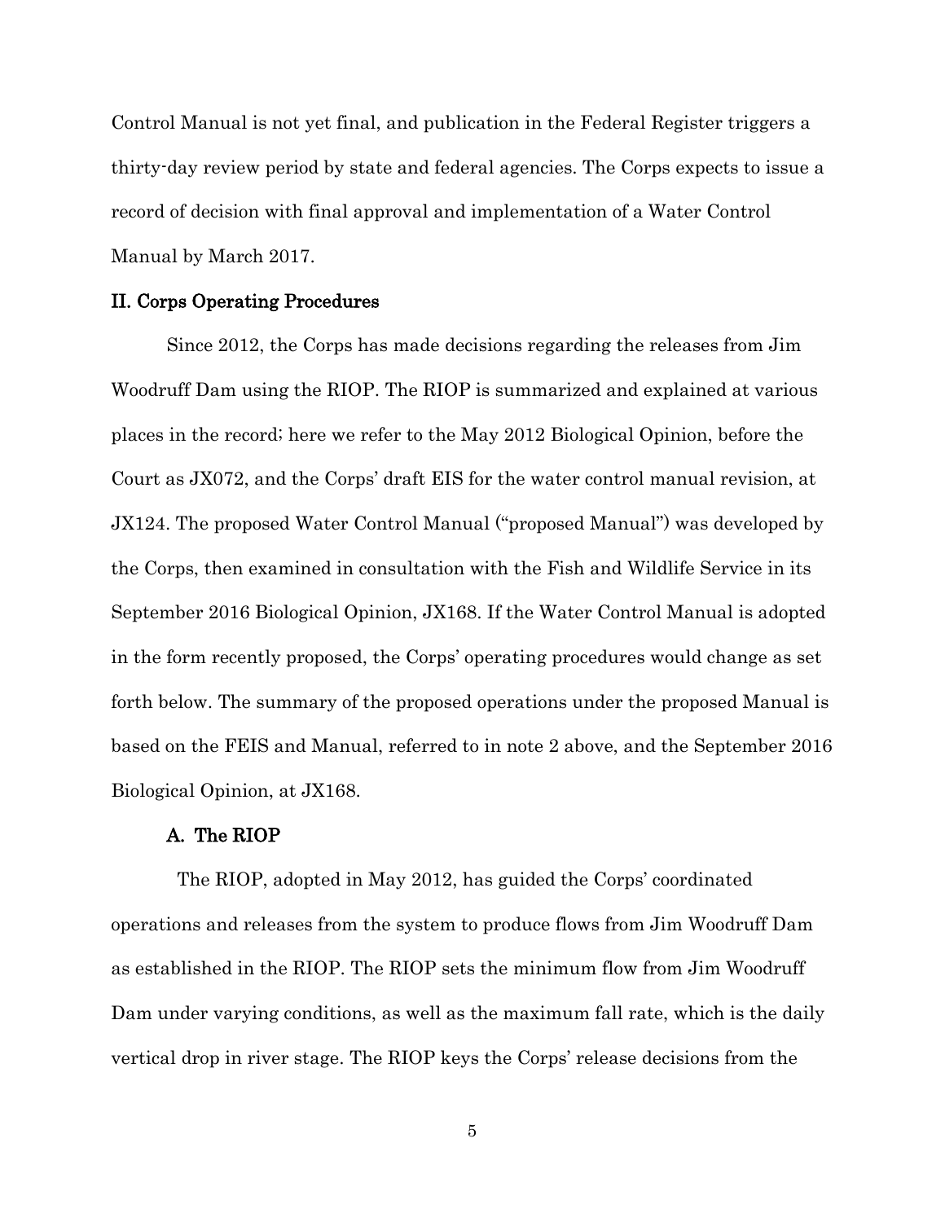Control Manual is not yet final, and publication in the Federal Register triggers a thirty-day review period by state and federal agencies. The Corps expects to issue a record of decision with final approval and implementation of a Water Control Manual by March 2017.

## II. Corps Operating Procedures

Since 2012, the Corps has made decisions regarding the releases from Jim Woodruff Dam using the RIOP. The RIOP is summarized and explained at various places in the record; here we refer to the May 2012 Biological Opinion, before the Court as JX072, and the Corps' draft EIS for the water control manual revision, at JX124. The proposed Water Control Manual ("proposed Manual") was developed by the Corps, then examined in consultation with the Fish and Wildlife Service in its September 2016 Biological Opinion, JX168. If the Water Control Manual is adopted in the form recently proposed, the Corps' operating procedures would change as set forth below. The summary of the proposed operations under the proposed Manual is based on the FEIS and Manual, referred to in note 2 above, and the September 2016 Biological Opinion, at JX168.

### A. The RIOP

The RIOP, adopted in May 2012, has guided the Corps' coordinated operations and releases from the system to produce flows from Jim Woodruff Dam as established in the RIOP. The RIOP sets the minimum flow from Jim Woodruff Dam under varying conditions, as well as the maximum fall rate, which is the daily vertical drop in river stage. The RIOP keys the Corps' release decisions from the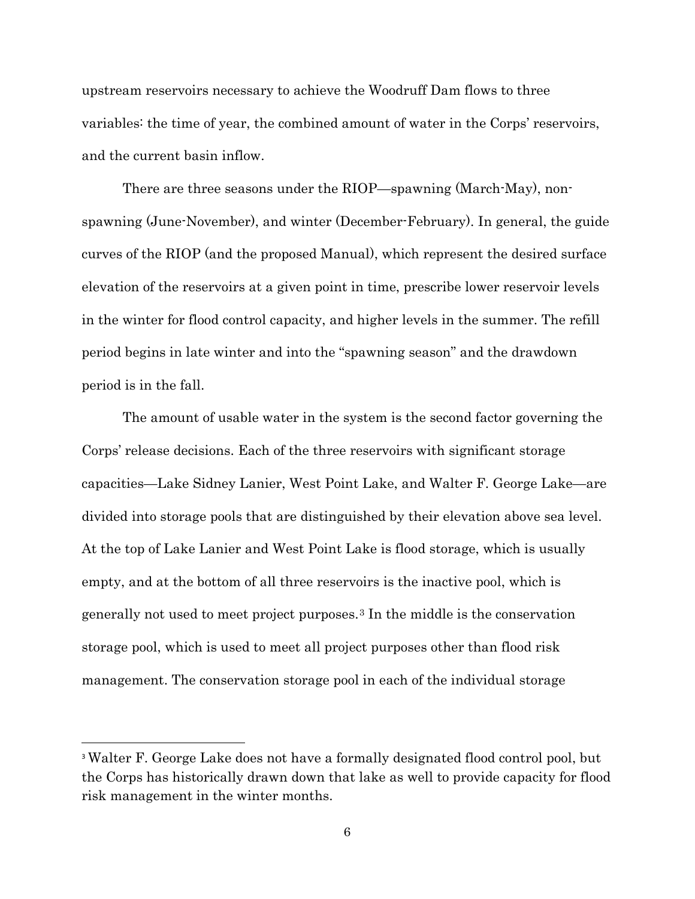upstream reservoirs necessary to achieve the Woodruff Dam flows to three variables: the time of year, the combined amount of water in the Corps' reservoirs, and the current basin inflow.

There are three seasons under the RIOP—spawning (March-May), non-spawning (June-November), and winter (December-February). In general, the guide curves of the RIOP (and the proposed Manual), which represent the desired surface elevation of the reservoirs at a given point in time, prescribe lower reservoir levels in the winter for flood control capacity, and higher levels in the summer. The refill period begins in late winter and into the "spawning season" and the drawdown period is in the fall.

The amount of usable water in the system is the second factor governing the Corps' release decisions. Each of the three reservoirs with significant storage capacities—Lake Sidney Lanier, West Point Lake, and Walter F. George Lake—are divided into storage pools that are distinguished by their elevation above sea level. At the top of Lake Lanier and West Point Lake is flood storage, which is usually empty, and at the bottom of all three reservoirs is the inactive pool, which is generally not used to meet project purposes.[3] In the middle is the conservation storage pool, which is used to meet all project purposes other than flood risk management. The conservation storage pool in each of the individual storage

[3] Walter F. George Lake does not have a formally designated flood control pool, but the Corps has historically drawn down that lake as well to provide capacity for flood risk management in the winter months.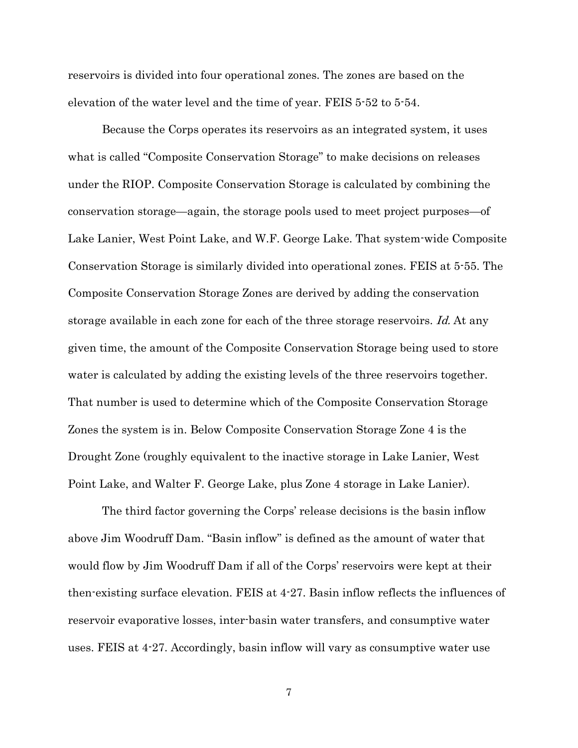reservoirs is divided into four operational zones. The zones are based on the elevation of the water level and the time of year. FEIS 5-52 to 5-54.

Because the Corps operates its reservoirs as an integrated system, it uses what is called "Composite Conservation Storage" to make decisions on releases under the RIOP. Composite Conservation Storage is calculated by combining the conservation storage—again, the storage pools used to meet project purposes—of Lake Lanier, West Point Lake, and W.F. George Lake. That system-wide Composite Conservation Storage is similarly divided into operational zones. FEIS at 5-55. The Composite Conservation Storage Zones are derived by adding the conservation storage available in each zone for each of the three storage reservoirs. *Id.* At any given time, the amount of the Composite Conservation Storage being used to store water is calculated by adding the existing levels of the three reservoirs together. That number is used to determine which of the Composite Conservation Storage Zones the system is in. Below Composite Conservation Storage Zone 4 is the Drought Zone (roughly equivalent to the inactive storage in Lake Lanier, West Point Lake, and Walter F. George Lake, plus Zone 4 storage in Lake Lanier).

The third factor governing the Corps' release decisions is the basin inflow above Jim Woodruff Dam. "Basin inflow" is defined as the amount of water that would flow by Jim Woodruff Dam if all of the Corps' reservoirs were kept at their then-existing surface elevation. FEIS at 4-27. Basin inflow reflects the influences of reservoir evaporative losses, inter-basin water transfers, and consumptive water uses. FEIS at 4-27. Accordingly, basin inflow will vary as consumptive water use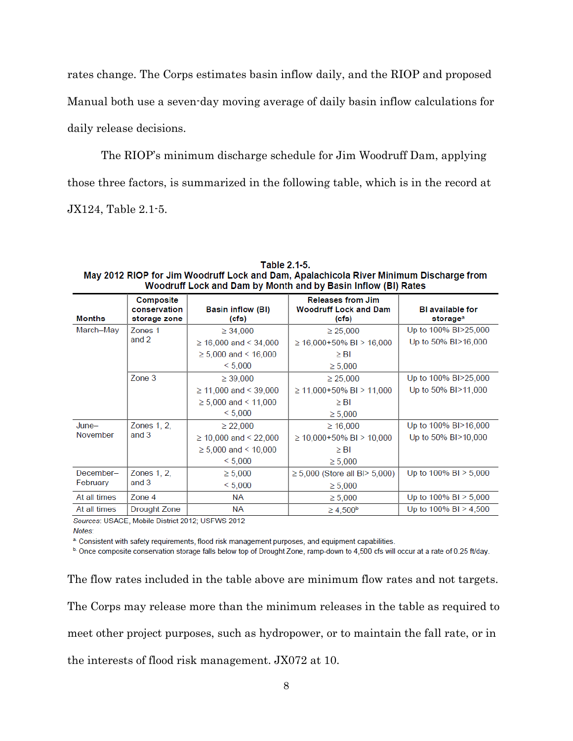rates change. The Corps estimates basin inflow daily, and the RIOP and proposed Manual both use a seven-day moving average of daily basin inflow calculations for daily release decisions.

The RIOP's minimum discharge schedule for Jim Woodruff Dam, applying those three factors, is summarized in the following table, which is in the record at JX124, Table 2.1-5.

**Table 2.1-5.**
**May 2012 RIOP for Jim Woodruff Lock and Dam, Apalachicola River Minimum Discharge from Woodruff Lock and Dam by Month and by Basin Inflow (BI) Rates**

| Months | Composite conservation storage zone | Basin inflow (BI) (cfs) | Releases from Jim Woodruff Lock and Dam (cfs) | BI available for storage[a] |
|---|---|---|---|---|
| March–May | Zones 1 and 2 | ≥ 34,000 | ≥ 25,000 | Up to 100% BI>25,000 |
| | | ≥ 16,000 and < 34,000 | ≥ 16,000+50% BI > 16,000 | Up to 50% BI>16,000 |
| | | ≥ 5,000 and < 16,000 | ≥ BI | |
| | | < 5,000 | ≥ 5,000 | |
| | Zone 3 | ≥ 39,000 | ≥ 25,000 | Up to 100% BI>25,000 |
| | | ≥ 11,000 and < 39,000 | ≥ 11,000+50% BI > 11,000 | Up to 50% BI>11,000 |
| | | ≥ 5,000 and < 11,000 | ≥ BI | |
| | | < 5,000 | ≥ 5,000 | |
| June–November | Zones 1, 2, and 3 | ≥ 22,000 | ≥ 16,000 | Up to 100% BI>16,000 |
| | | ≥ 10,000 and < 22,000 | ≥ 10,000+50% BI > 10,000 | Up to 50% BI>10,000 |
| | | ≥ 5,000 and < 10,000 | ≥ BI | |
| | | < 5,000 | ≥ 5,000 | |
| December–February | Zones 1, 2, and 3 | ≥ 5,000 | ≥ 5,000 (Store all BI> 5,000) | Up to 100% BI > 5,000 |
| | | < 5,000 | ≥ 5,000 | |
| At all times | Zone 4 | NA | ≥ 5,000 | Up to 100% BI > 5,000 |
| At all times | Drought Zone | NA | ≥ 4,500[b] | Up to 100% BI > 4,500 |

*Sources*: USACE, Mobile District 2012; USFWS 2012

*Notes*:

[a] Consistent with safety requirements, flood risk management purposes, and equipment capabilities.

[b] Once composite conservation storage falls below top of Drought Zone, ramp-down to 4,500 cfs will occur at a rate of 0.25 ft/day.

The flow rates included in the table above are minimum flow rates and not targets. The Corps may release more than the minimum releases in the table as required to meet other project purposes, such as hydropower, or to maintain the fall rate, or in the interests of flood risk management. JX072 at 10.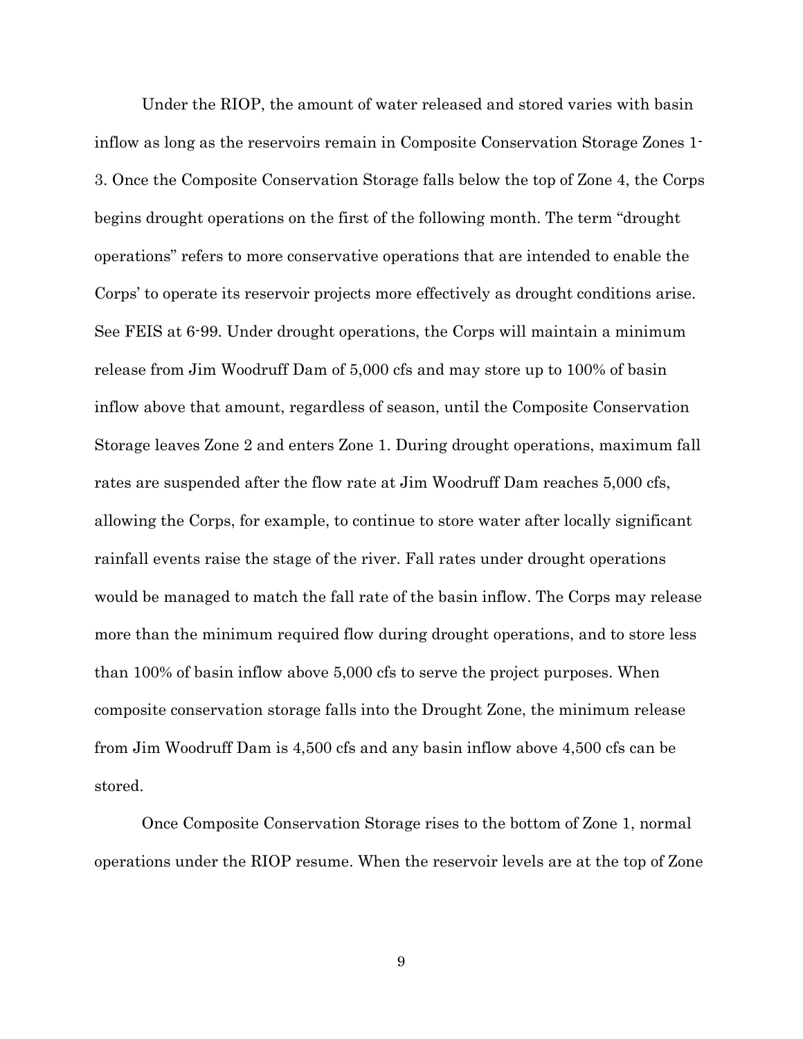Under the RIOP, the amount of water released and stored varies with basin inflow as long as the reservoirs remain in Composite Conservation Storage Zones 1-3. Once the Composite Conservation Storage falls below the top of Zone 4, the Corps begins drought operations on the first of the following month. The term "drought operations" refers to more conservative operations that are intended to enable the Corps' to operate its reservoir projects more effectively as drought conditions arise. See FEIS at 6-99. Under drought operations, the Corps will maintain a minimum release from Jim Woodruff Dam of 5,000 cfs and may store up to 100% of basin inflow above that amount, regardless of season, until the Composite Conservation Storage leaves Zone 2 and enters Zone 1. During drought operations, maximum fall rates are suspended after the flow rate at Jim Woodruff Dam reaches 5,000 cfs, allowing the Corps, for example, to continue to store water after locally significant rainfall events raise the stage of the river. Fall rates under drought operations would be managed to match the fall rate of the basin inflow. The Corps may release more than the minimum required flow during drought operations, and to store less than 100% of basin inflow above 5,000 cfs to serve the project purposes. When composite conservation storage falls into the Drought Zone, the minimum release from Jim Woodruff Dam is 4,500 cfs and any basin inflow above 4,500 cfs can be stored.

Once Composite Conservation Storage rises to the bottom of Zone 1, normal operations under the RIOP resume. When the reservoir levels are at the top of Zone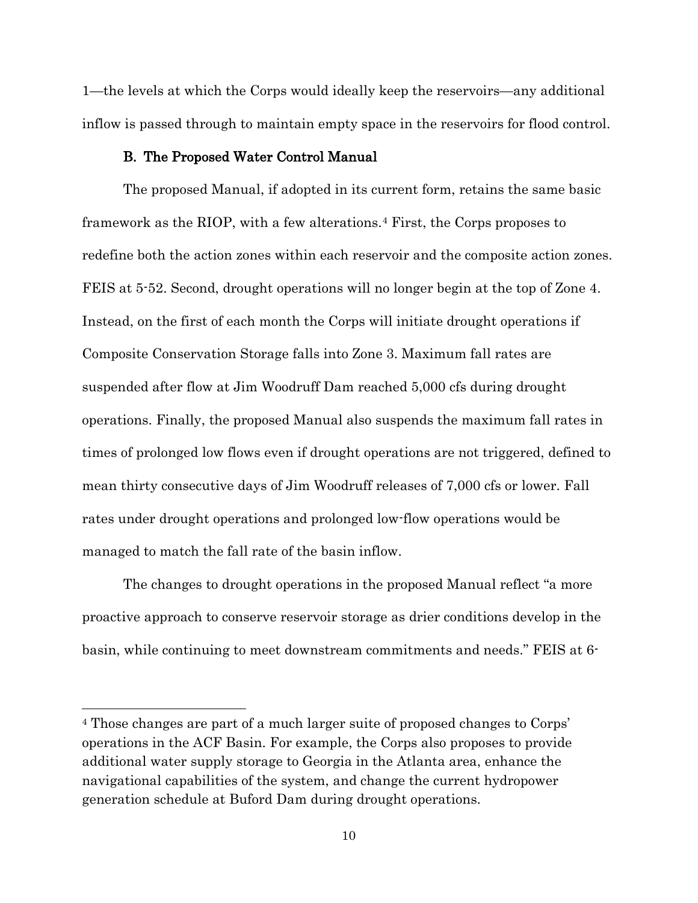1—the levels at which the Corps would ideally keep the reservoirs—any additional inflow is passed through to maintain empty space in the reservoirs for flood control.

### B. The Proposed Water Control Manual

The proposed Manual, if adopted in its current form, retains the same basic framework as the RIOP, with a few alterations.[4] First, the Corps proposes to redefine both the action zones within each reservoir and the composite action zones. FEIS at 5-52. Second, drought operations will no longer begin at the top of Zone 4. Instead, on the first of each month the Corps will initiate drought operations if Composite Conservation Storage falls into Zone 3. Maximum fall rates are suspended after flow at Jim Woodruff Dam reached 5,000 cfs during drought operations. Finally, the proposed Manual also suspends the maximum fall rates in times of prolonged low flows even if drought operations are not triggered, defined to mean thirty consecutive days of Jim Woodruff releases of 7,000 cfs or lower. Fall rates under drought operations and prolonged low-flow operations would be managed to match the fall rate of the basin inflow.

The changes to drought operations in the proposed Manual reflect "a more proactive approach to conserve reservoir storage as drier conditions develop in the basin, while continuing to meet downstream commitments and needs." FEIS at 6-

[4] Those changes are part of a much larger suite of proposed changes to Corps' operations in the ACF Basin. For example, the Corps also proposes to provide additional water supply storage to Georgia in the Atlanta area, enhance the navigational capabilities of the system, and change the current hydropower generation schedule at Buford Dam during drought operations.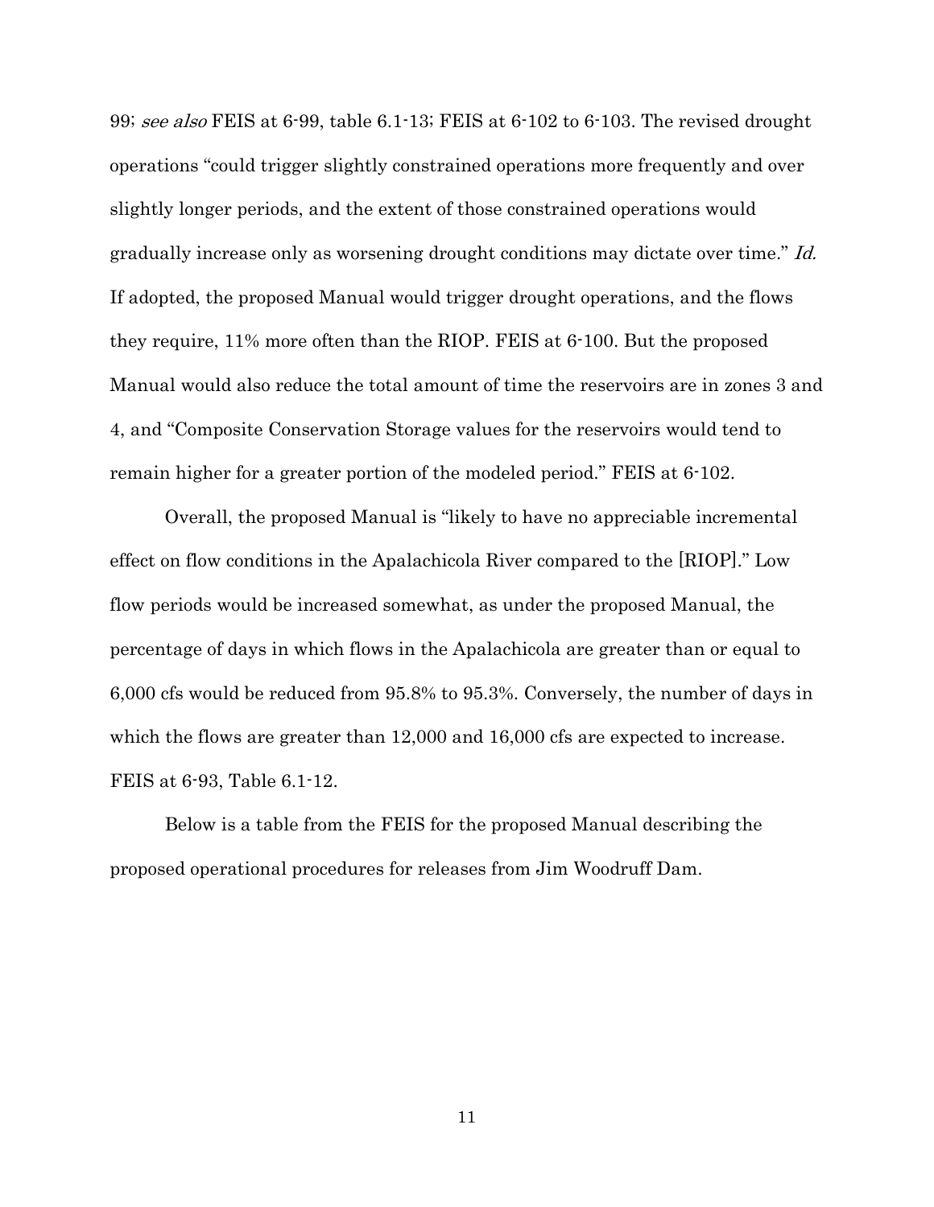99; *see also* FEIS at 6-99, table 6.1-13; FEIS at 6-102 to 6-103. The revised drought operations "could trigger slightly constrained operations more frequently and over slightly longer periods, and the extent of those constrained operations would gradually increase only as worsening drought conditions may dictate over time." *Id.* If adopted, the proposed Manual would trigger drought operations, and the flows they require, 11% more often than the RIOP. FEIS at 6-100. But the proposed Manual would also reduce the total amount of time the reservoirs are in zones 3 and 4, and "Composite Conservation Storage values for the reservoirs would tend to remain higher for a greater portion of the modeled period." FEIS at 6-102.

Overall, the proposed Manual is "likely to have no appreciable incremental effect on flow conditions in the Apalachicola River compared to the [RIOP]." Low flow periods would be increased somewhat, as under the proposed Manual, the percentage of days in which flows in the Apalachicola are greater than or equal to 6,000 cfs would be reduced from 95.8% to 95.3%. Conversely, the number of days in which the flows are greater than 12,000 and 16,000 cfs are expected to increase. FEIS at 6-93, Table 6.1-12.

Below is a table from the FEIS for the proposed Manual describing the proposed operational procedures for releases from Jim Woodruff Dam.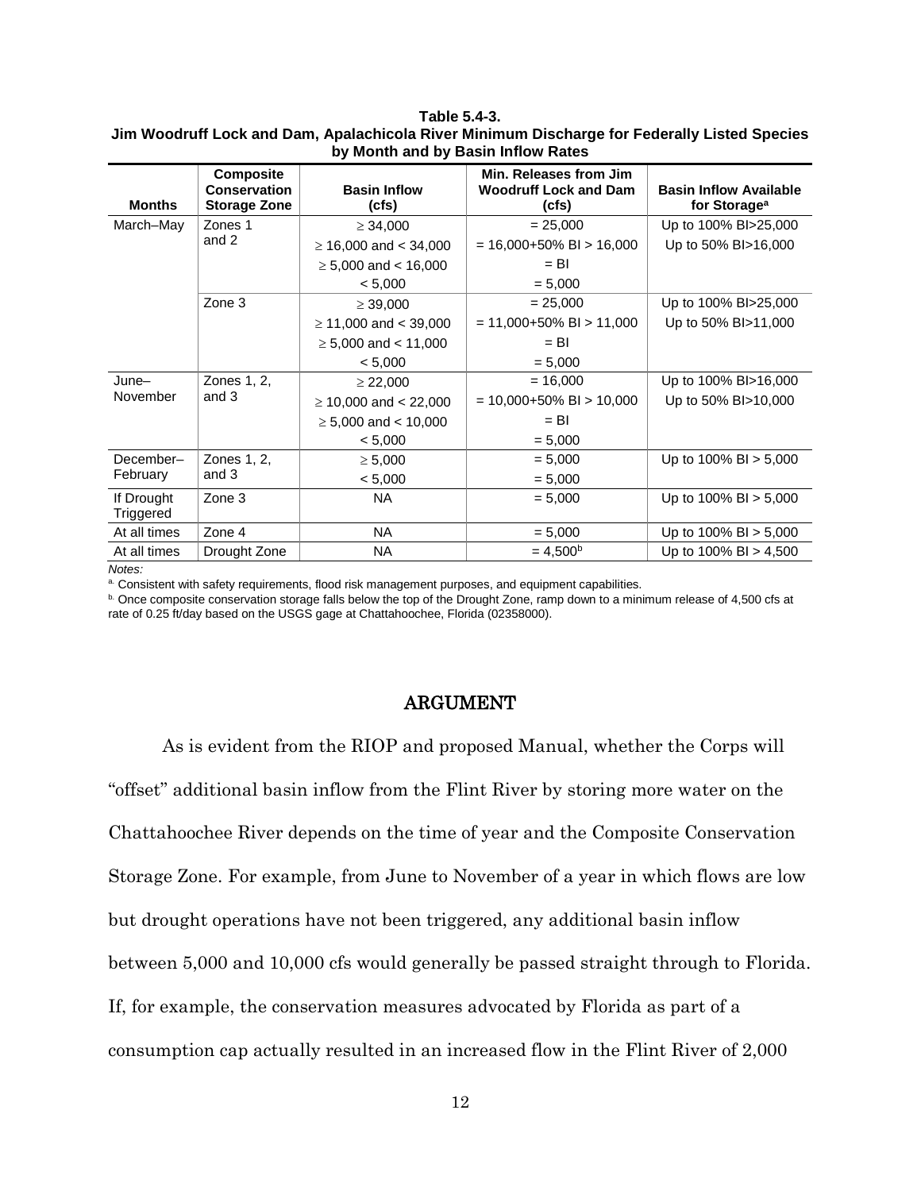**Table 5.4-3.**
**Jim Woodruff Lock and Dam, Apalachicola River Minimum Discharge for Federally Listed Species by Month and by Basin Inflow Rates**

| Months | Composite Conservation Storage Zone | Basin Inflow (cfs) | Min. Releases from Jim Woodruff Lock and Dam (cfs) | Basin Inflow Available for Storage[a] |
|---|---|---|---|---|
| March–May | Zones 1 and 2 | ≥ 34,000 | = 25,000 | Up to 100% BI>25,000 |
| | | ≥ 16,000 and < 34,000 | = 16,000+50% BI > 16,000 | Up to 50% BI>16,000 |
| | | ≥ 5,000 and < 16,000 | = BI | |
| | | < 5,000 | = 5,000 | |
| | Zone 3 | ≥ 39,000 | = 25,000 | Up to 100% BI>25,000 |
| | | ≥ 11,000 and < 39,000 | = 11,000+50% BI > 11,000 | Up to 50% BI>11,000 |
| | | ≥ 5,000 and < 11,000 | = BI | |
| | | < 5,000 | = 5,000 | |
| June–November | Zones 1, 2, and 3 | ≥ 22,000 | = 16,000 | Up to 100% BI>16,000 |
| | | ≥ 10,000 and < 22,000 | = 10,000+50% BI > 10,000 | Up to 50% BI>10,000 |
| | | ≥ 5,000 and < 10,000 | = BI | |
| | | < 5,000 | = 5,000 | |
| December–February | Zones 1, 2, and 3 | ≥ 5,000 | = 5,000 | Up to 100% BI > 5,000 |
| | | < 5,000 | = 5,000 | |
| If Drought Triggered | Zone 3 | NA | = 5,000 | Up to 100% BI > 5,000 |
| At all times | Zone 4 | NA | = 5,000 | Up to 100% BI > 5,000 |
| At all times | Drought Zone | NA | = 4,500[b] | Up to 100% BI > 4,500 |

*Notes:*

[a] Consistent with safety requirements, flood risk management purposes, and equipment capabilities.

[b] Once composite conservation storage falls below the top of the Drought Zone, ramp down to a minimum release of 4,500 cfs at rate of 0.25 ft/day based on the USGS gage at Chattahoochee, Florida (02358000).

## ARGUMENT

As is evident from the RIOP and proposed Manual, whether the Corps will "offset" additional basin inflow from the Flint River by storing more water on the Chattahoochee River depends on the time of year and the Composite Conservation Storage Zone. For example, from June to November of a year in which flows are low but drought operations have not been triggered, any additional basin inflow between 5,000 and 10,000 cfs would generally be passed straight through to Florida. If, for example, the conservation measures advocated by Florida as part of a consumption cap actually resulted in an increased flow in the Flint River of 2,000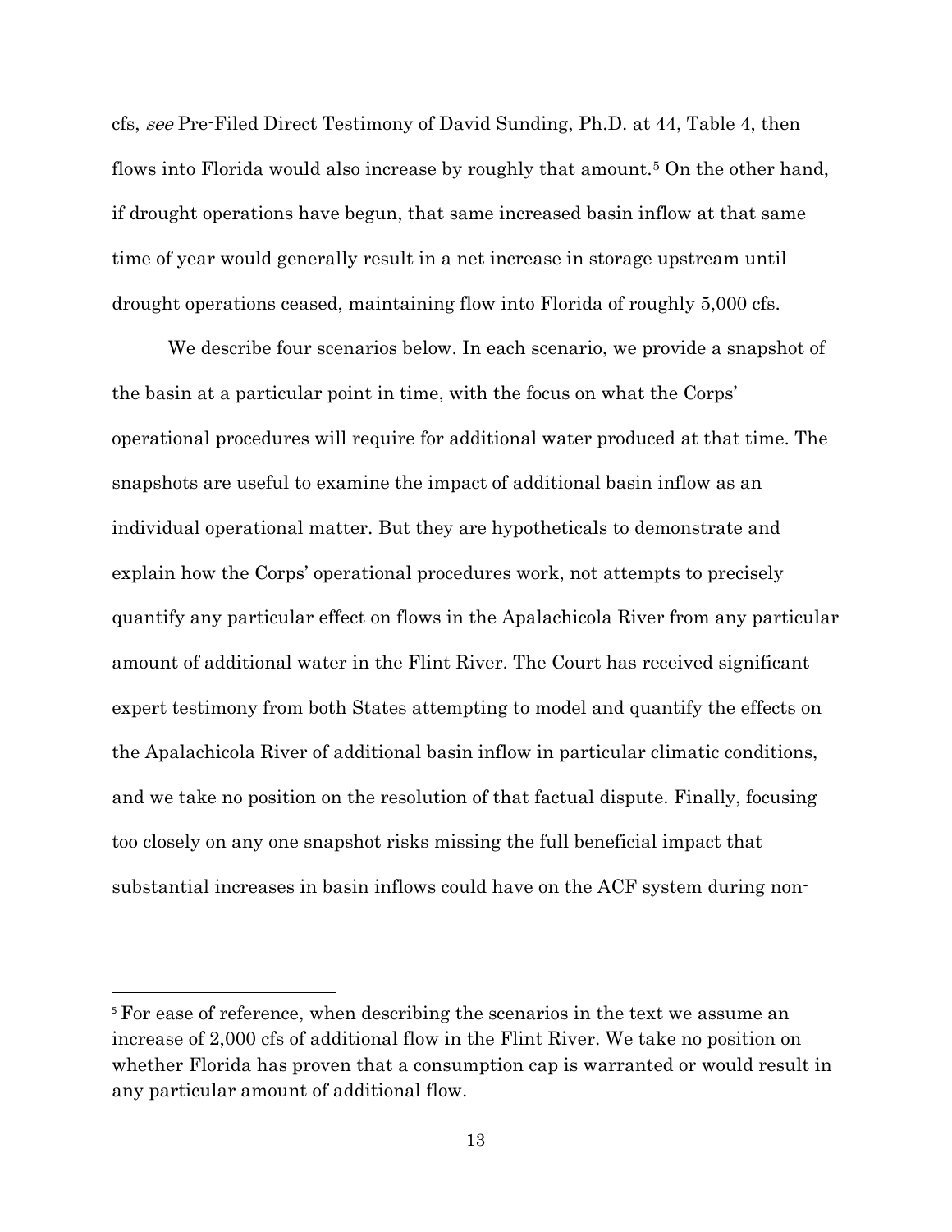cfs, *see* Pre-Filed Direct Testimony of David Sunding, Ph.D. at 44, Table 4, then flows into Florida would also increase by roughly that amount.[5] On the other hand, if drought operations have begun, that same increased basin inflow at that same time of year would generally result in a net increase in storage upstream until drought operations ceased, maintaining flow into Florida of roughly 5,000 cfs.

We describe four scenarios below. In each scenario, we provide a snapshot of the basin at a particular point in time, with the focus on what the Corps' operational procedures will require for additional water produced at that time. The snapshots are useful to examine the impact of additional basin inflow as an individual operational matter. But they are hypotheticals to demonstrate and explain how the Corps' operational procedures work, not attempts to precisely quantify any particular effect on flows in the Apalachicola River from any particular amount of additional water in the Flint River. The Court has received significant expert testimony from both States attempting to model and quantify the effects on the Apalachicola River of additional basin inflow in particular climatic conditions, and we take no position on the resolution of that factual dispute. Finally, focusing too closely on any one snapshot risks missing the full beneficial impact that substantial increases in basin inflows could have on the ACF system during non-

---

[5] For ease of reference, when describing the scenarios in the text we assume an increase of 2,000 cfs of additional flow in the Flint River. We take no position on whether Florida has proven that a consumption cap is warranted or would result in any particular amount of additional flow.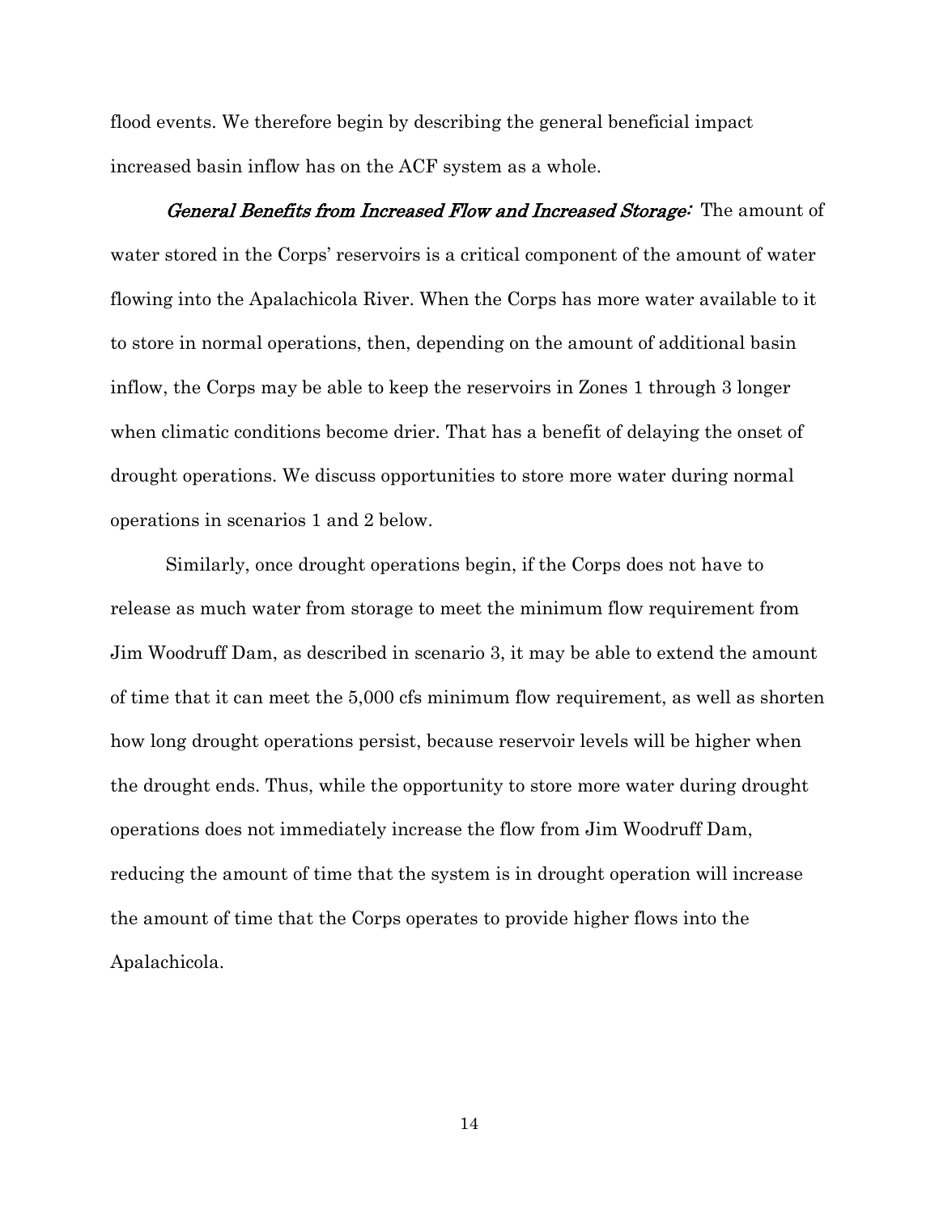flood events. We therefore begin by describing the general beneficial impact increased basin inflow has on the ACF system as a whole.

*General Benefits from Increased Flow and Increased Storage:* The amount of water stored in the Corps' reservoirs is a critical component of the amount of water flowing into the Apalachicola River. When the Corps has more water available to it to store in normal operations, then, depending on the amount of additional basin inflow, the Corps may be able to keep the reservoirs in Zones 1 through 3 longer when climatic conditions become drier. That has a benefit of delaying the onset of drought operations. We discuss opportunities to store more water during normal operations in scenarios 1 and 2 below.

Similarly, once drought operations begin, if the Corps does not have to release as much water from storage to meet the minimum flow requirement from Jim Woodruff Dam, as described in scenario 3, it may be able to extend the amount of time that it can meet the 5,000 cfs minimum flow requirement, as well as shorten how long drought operations persist, because reservoir levels will be higher when the drought ends. Thus, while the opportunity to store more water during drought operations does not immediately increase the flow from Jim Woodruff Dam, reducing the amount of time that the system is in drought operation will increase the amount of time that the Corps operates to provide higher flows into the Apalachicola.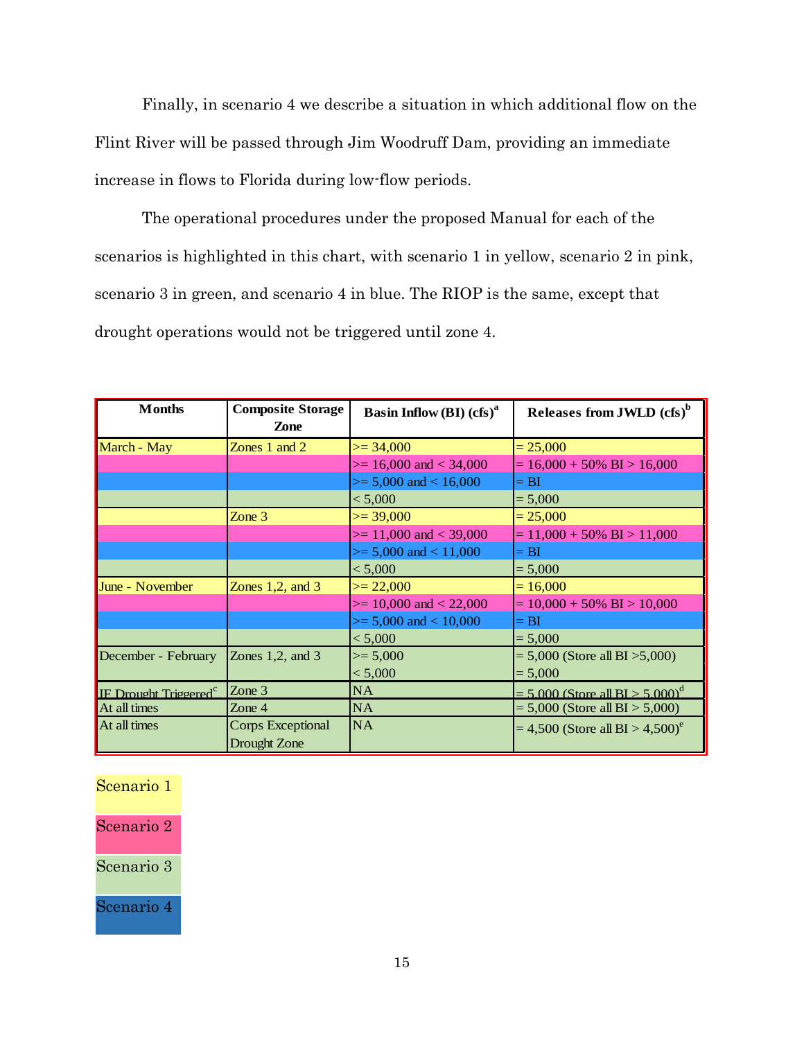Finally, in scenario 4 we describe a situation in which additional flow on the Flint River will be passed through Jim Woodruff Dam, providing an immediate increase in flows to Florida during low-flow periods.

The operational procedures under the proposed Manual for each of the scenarios is highlighted in this chart, with scenario 1 in yellow, scenario 2 in pink, scenario 3 in green, and scenario 4 in blue. The RIOP is the same, except that drought operations would not be triggered until zone 4.

| Months | Composite Storage Zone | Basin Inflow (BI) (cfs)[a] | Releases from JWLD (cfs)[b] |
|---|---|---|---|
| March - May | Zones 1 and 2 | >= 34,000 | = 25,000 |
| | | >= 16,000 and < 34,000 | = 16,000 + 50% BI > 16,000 |
| | | >= 5,000 and < 16,000 | = BI |
| | | < 5,000 | = 5,000 |
| | Zone 3 | >= 39,000 | = 25,000 |
| | | >= 11,000 and < 39,000 | = 11,000 + 50% BI > 11,000 |
| | | >= 5,000 and < 11,000 | = BI |
| | | < 5,000 | = 5,000 |
| June - November | Zones 1,2, and 3 | >= 22,000 | = 16,000 |
| | | >= 10,000 and < 22,000 | = 10,000 + 50% BI > 10,000 |
| | | >= 5,000 and < 10,000 | = BI |
| | | < 5,000 | = 5,000 |
| December - February | Zones 1,2, and 3 | >= 5,000 | = 5,000 (Store all BI >5,000) |
| | | < 5,000 | = 5,000 |
| IF Drought Triggered[c] | Zone 3 | NA | = 5,000 (Store all BI > 5,000)[d] |
| At all times | Zone 4 | NA | = 5,000 (Store all BI > 5,000) |
| At all times | Corps Exceptional Drought Zone | NA | = 4,500 (Store all BI > 4,500)[e] |

Scenario 1

Scenario 2

Scenario 3

Scenario 4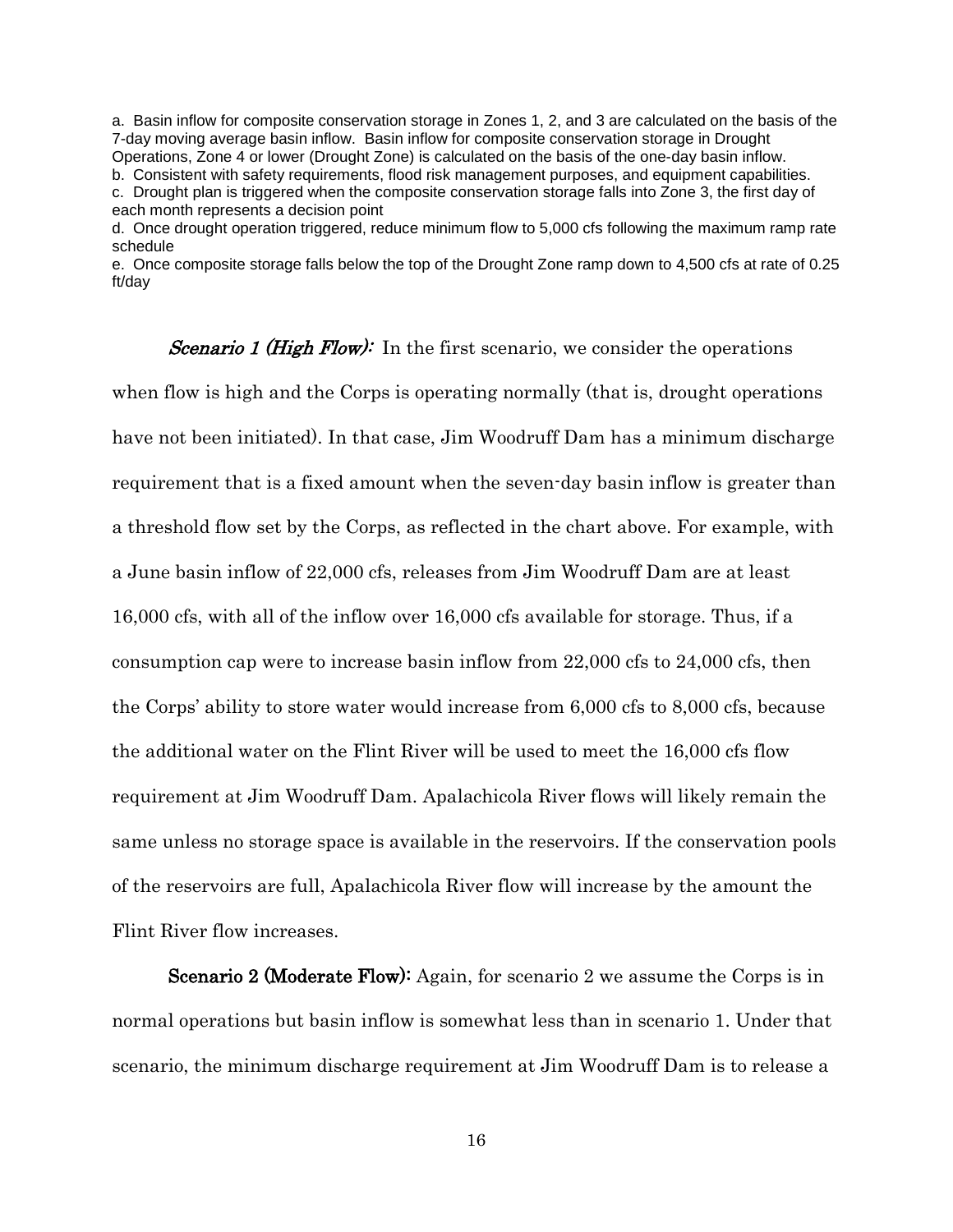a. Basin inflow for composite conservation storage in Zones 1, 2, and 3 are calculated on the basis of the 7-day moving average basin inflow. Basin inflow for composite conservation storage in Drought Operations, Zone 4 or lower (Drought Zone) is calculated on the basis of the one-day basin inflow.
b. Consistent with safety requirements, flood risk management purposes, and equipment capabilities.
c. Drought plan is triggered when the composite conservation storage falls into Zone 3, the first day of each month represents a decision point
d. Once drought operation triggered, reduce minimum flow to 5,000 cfs following the maximum ramp rate schedule
e. Once composite storage falls below the top of the Drought Zone ramp down to 4,500 cfs at rate of 0.25 ft/day

***Scenario 1 (High Flow):*** In the first scenario, we consider the operations when flow is high and the Corps is operating normally (that is, drought operations have not been initiated). In that case, Jim Woodruff Dam has a minimum discharge requirement that is a fixed amount when the seven-day basin inflow is greater than a threshold flow set by the Corps, as reflected in the chart above. For example, with a June basin inflow of 22,000 cfs, releases from Jim Woodruff Dam are at least 16,000 cfs, with all of the inflow over 16,000 cfs available for storage. Thus, if a consumption cap were to increase basin inflow from 22,000 cfs to 24,000 cfs, then the Corps' ability to store water would increase from 6,000 cfs to 8,000 cfs, because the additional water on the Flint River will be used to meet the 16,000 cfs flow requirement at Jim Woodruff Dam. Apalachicola River flows will likely remain the same unless no storage space is available in the reservoirs. If the conservation pools of the reservoirs are full, Apalachicola River flow will increase by the amount the Flint River flow increases.

**Scenario 2 (Moderate Flow):** Again, for scenario 2 we assume the Corps is in normal operations but basin inflow is somewhat less than in scenario 1. Under that scenario, the minimum discharge requirement at Jim Woodruff Dam is to release a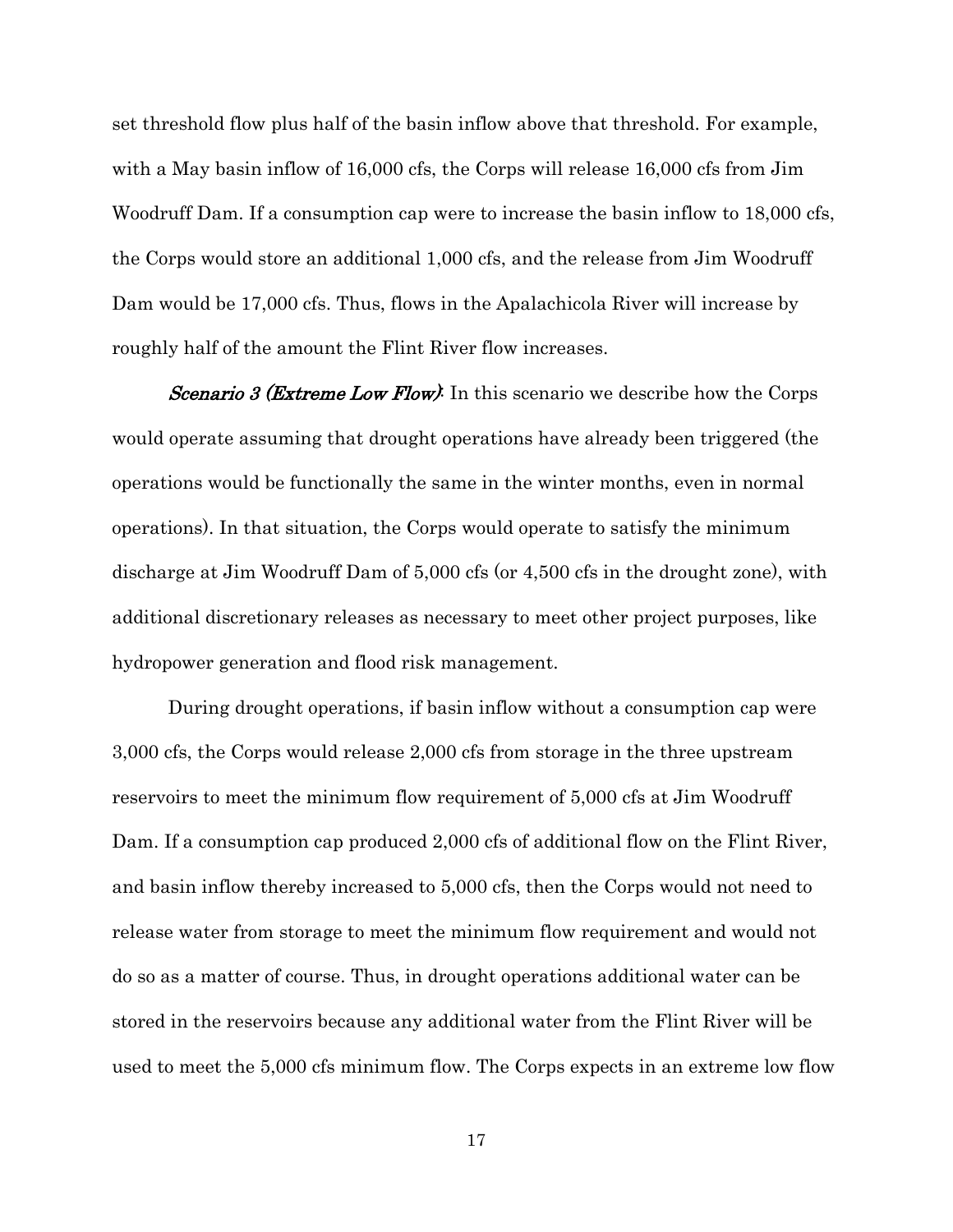set threshold flow plus half of the basin inflow above that threshold. For example, with a May basin inflow of 16,000 cfs, the Corps will release 16,000 cfs from Jim Woodruff Dam. If a consumption cap were to increase the basin inflow to 18,000 cfs, the Corps would store an additional 1,000 cfs, and the release from Jim Woodruff Dam would be 17,000 cfs. Thus, flows in the Apalachicola River will increase by roughly half of the amount the Flint River flow increases.

***Scenario 3 (Extreme Low Flow)***: In this scenario we describe how the Corps would operate assuming that drought operations have already been triggered (the operations would be functionally the same in the winter months, even in normal operations). In that situation, the Corps would operate to satisfy the minimum discharge at Jim Woodruff Dam of 5,000 cfs (or 4,500 cfs in the drought zone), with additional discretionary releases as necessary to meet other project purposes, like hydropower generation and flood risk management.

During drought operations, if basin inflow without a consumption cap were 3,000 cfs, the Corps would release 2,000 cfs from storage in the three upstream reservoirs to meet the minimum flow requirement of 5,000 cfs at Jim Woodruff Dam. If a consumption cap produced 2,000 cfs of additional flow on the Flint River, and basin inflow thereby increased to 5,000 cfs, then the Corps would not need to release water from storage to meet the minimum flow requirement and would not do so as a matter of course. Thus, in drought operations additional water can be stored in the reservoirs because any additional water from the Flint River will be used to meet the 5,000 cfs minimum flow. The Corps expects in an extreme low flow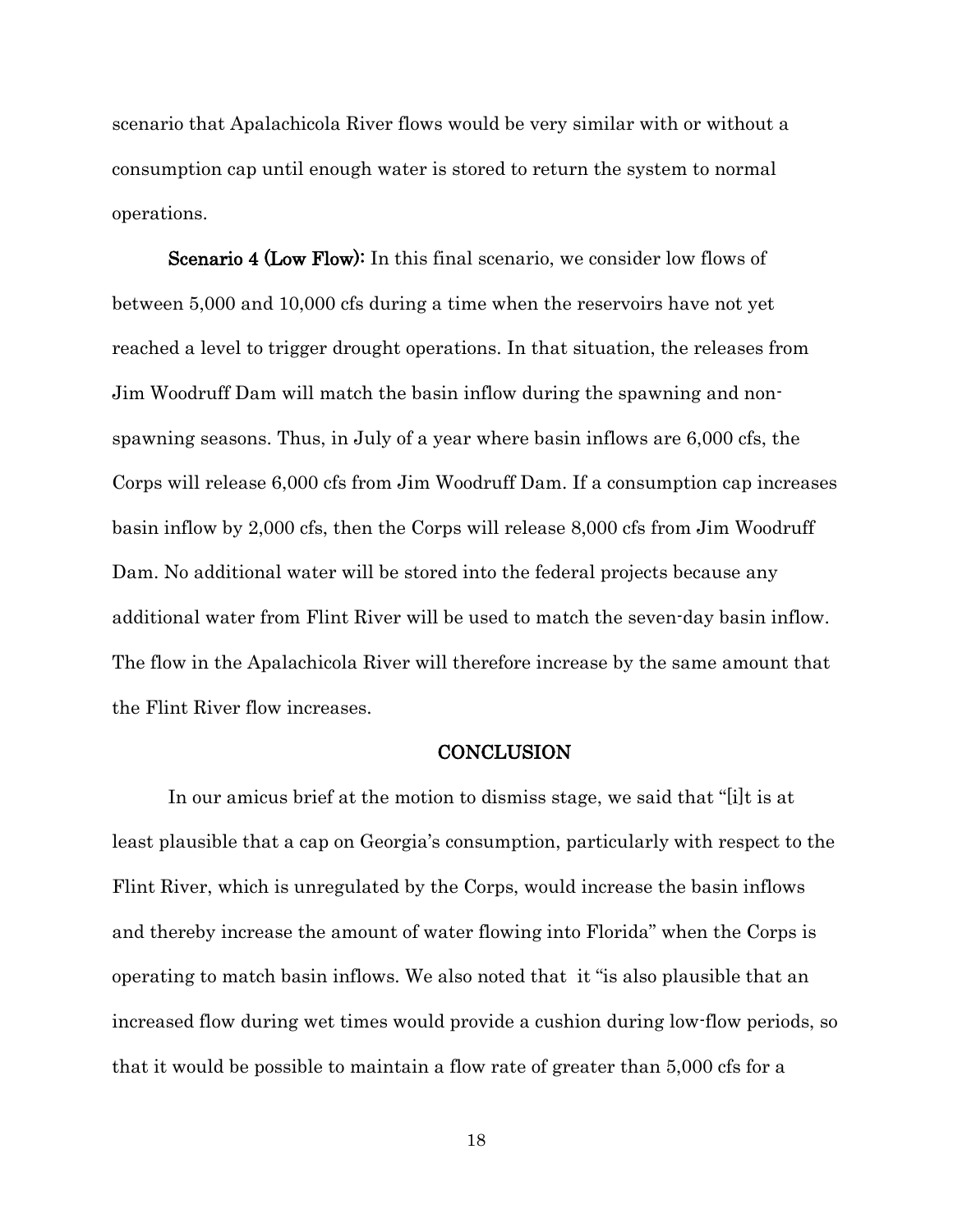scenario that Apalachicola River flows would be very similar with or without a consumption cap until enough water is stored to return the system to normal operations.

**Scenario 4 (Low Flow):** In this final scenario, we consider low flows of between 5,000 and 10,000 cfs during a time when the reservoirs have not yet reached a level to trigger drought operations. In that situation, the releases from Jim Woodruff Dam will match the basin inflow during the spawning and non-spawning seasons. Thus, in July of a year where basin inflows are 6,000 cfs, the Corps will release 6,000 cfs from Jim Woodruff Dam. If a consumption cap increases basin inflow by 2,000 cfs, then the Corps will release 8,000 cfs from Jim Woodruff Dam. No additional water will be stored into the federal projects because any additional water from Flint River will be used to match the seven-day basin inflow. The flow in the Apalachicola River will therefore increase by the same amount that the Flint River flow increases.

## CONCLUSION

In our amicus brief at the motion to dismiss stage, we said that "[i]t is at least plausible that a cap on Georgia's consumption, particularly with respect to the Flint River, which is unregulated by the Corps, would increase the basin inflows and thereby increase the amount of water flowing into Florida" when the Corps is operating to match basin inflows. We also noted that it "is also plausible that an increased flow during wet times would provide a cushion during low-flow periods, so that it would be possible to maintain a flow rate of greater than 5,000 cfs for a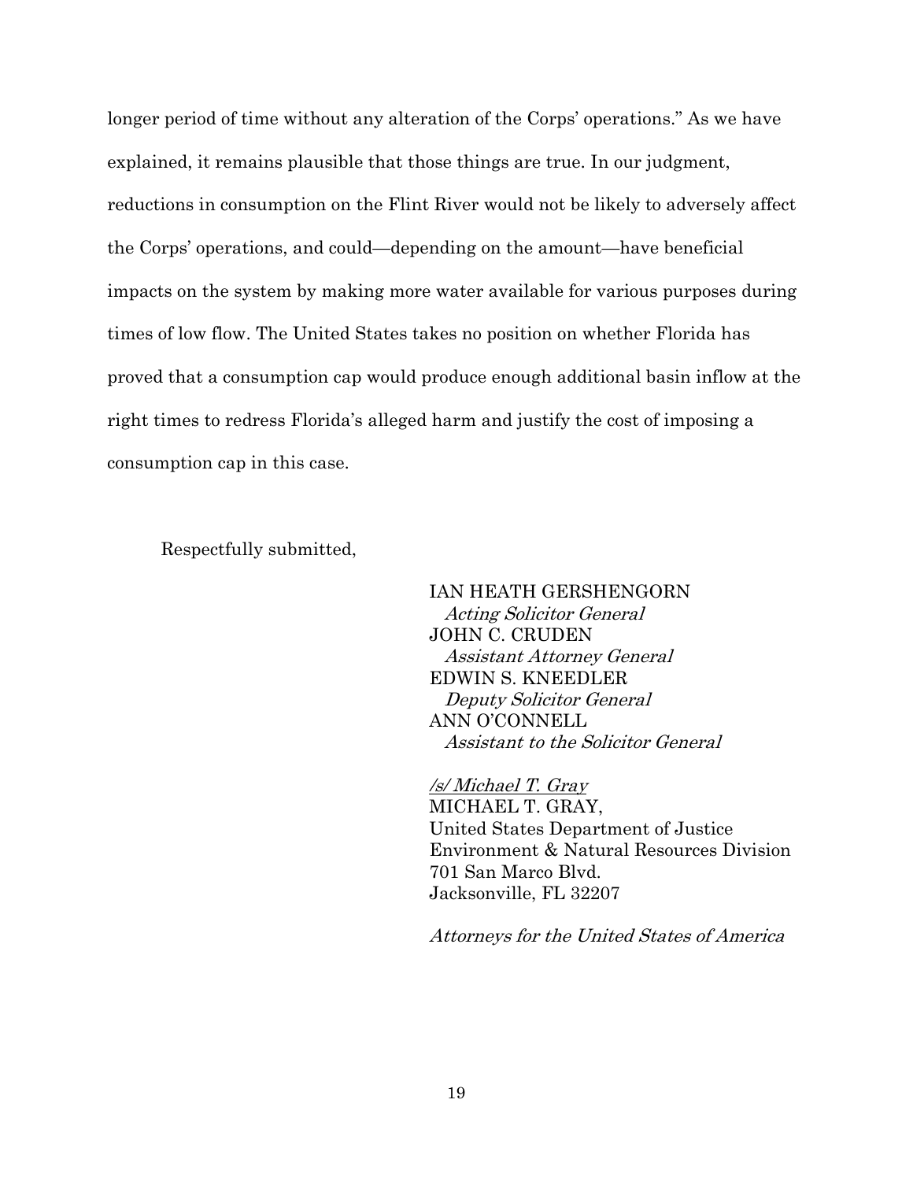longer period of time without any alteration of the Corps' operations." As we have explained, it remains plausible that those things are true. In our judgment, reductions in consumption on the Flint River would not be likely to adversely affect the Corps' operations, and could—depending on the amount—have beneficial impacts on the system by making more water available for various purposes during times of low flow. The United States takes no position on whether Florida has proved that a consumption cap would produce enough additional basin inflow at the right times to redress Florida's alleged harm and justify the cost of imposing a consumption cap in this case.

Respectfully submitted,

IAN HEATH GERSHENGORN
*Acting Solicitor General*
JOHN C. CRUDEN
*Assistant Attorney General*
EDWIN S. KNEEDLER
*Deputy Solicitor General*
ANN O'CONNELL
*Assistant to the Solicitor General*

*/s/ Michael T. Gray*
MICHAEL T. GRAY,
United States Department of Justice
Environment & Natural Resources Division
701 San Marco Blvd.
Jacksonville, FL 32207

*Attorneys for the United States of America*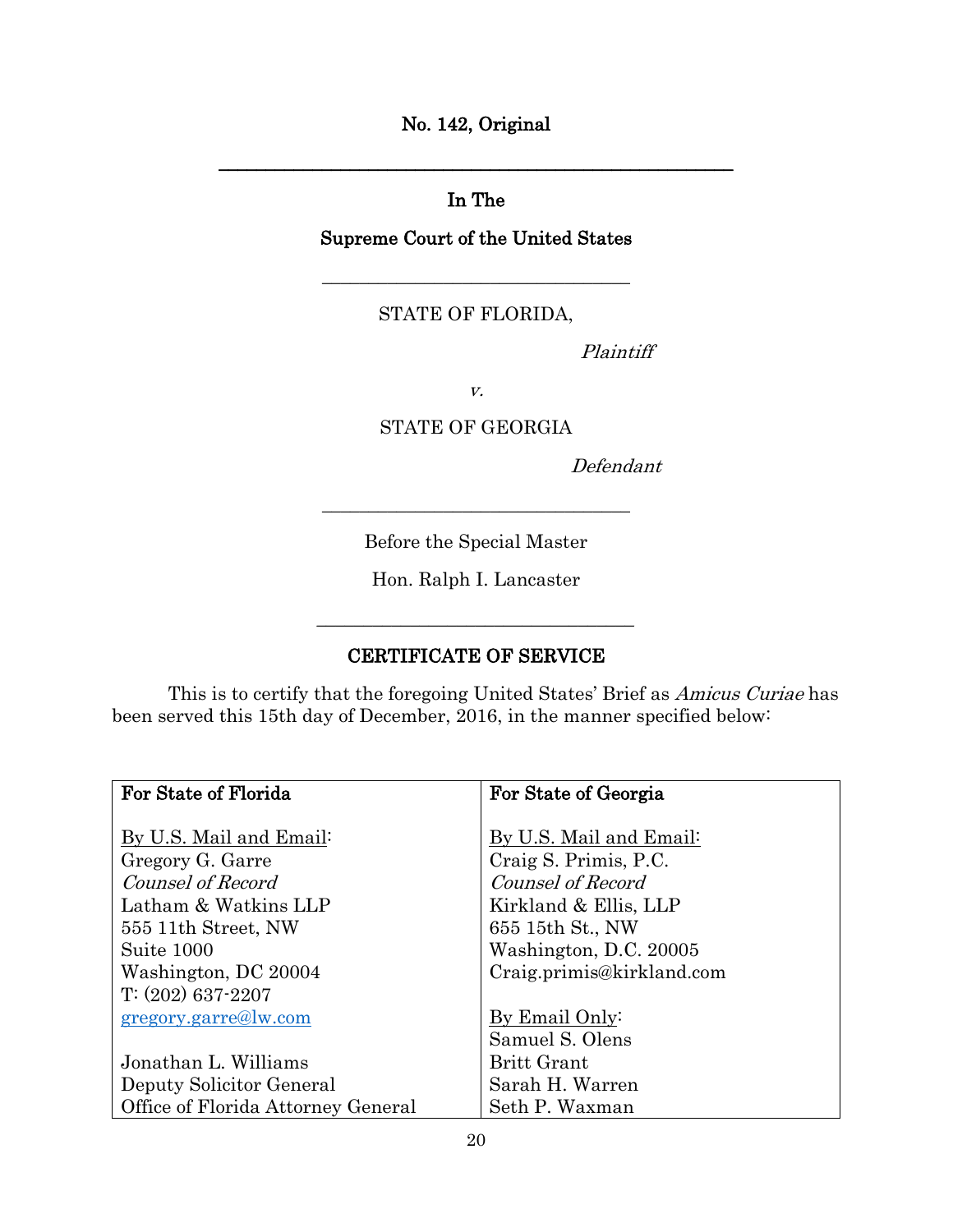**No. 142, Original**

---

**In The**

**Supreme Court of the United States**

---

STATE OF FLORIDA,

*Plaintiff*

*v.*

STATE OF GEORGIA

*Defendant*

---

Before the Special Master

Hon. Ralph I. Lancaster

---

**CERTIFICATE OF SERVICE**

This is to certify that the foregoing United States' Brief as *Amicus Curiae* has been served this 15th day of December, 2016, in the manner specified below:

| **For State of Florida** | **For State of Georgia** |
|---|---|
| By U.S. Mail and Email:<br>Gregory G. Garre<br>*Counsel of Record*<br>Latham & Watkins LLP<br>555 11th Street, NW<br>Suite 1000<br>Washington, DC 20004<br>T: (202) 637-2207<br>gregory.garre@lw.com<br><br>Jonathan L. Williams<br>Deputy Solicitor General<br>Office of Florida Attorney General | By U.S. Mail and Email:<br>Craig S. Primis, P.C.<br>*Counsel of Record*<br>Kirkland & Ellis, LLP<br>655 15th St., NW<br>Washington, D.C. 20005<br>Craig.primis@kirkland.com<br><br>By Email Only:<br>Samuel S. Olens<br>Britt Grant<br>Sarah H. Warren<br>Seth P. Waxman |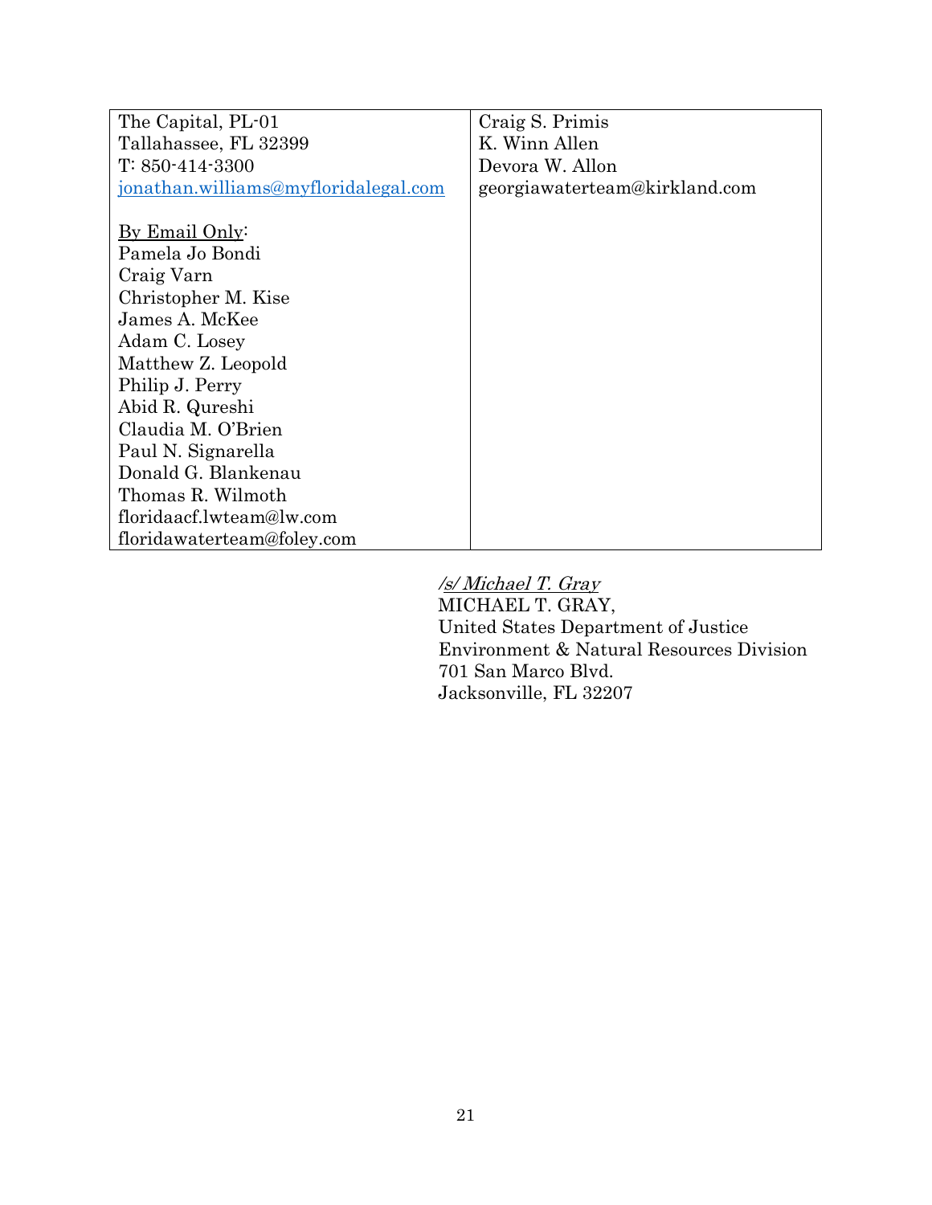| | |
|---|---|
| The Capital, PL-01<br>Tallahassee, FL 32399<br>T: 850-414-3300<br>jonathan.williams@myfloridalegal.com<br><br>By Email Only:<br>Pamela Jo Bondi<br>Craig Varn<br>Christopher M. Kise<br>James A. McKee<br>Adam C. Losey<br>Matthew Z. Leopold<br>Philip J. Perry<br>Abid R. Qureshi<br>Claudia M. O'Brien<br>Paul N. Signarella<br>Donald G. Blankenau<br>Thomas R. Wilmoth<br>floridaacf.lwteam@lw.com<br>floridawaterteam@foley.com | Craig S. Primis<br>K. Winn Allen<br>Devora W. Allon<br>georgiawaterteam@kirkland.com |

*/s/ Michael T. Gray*
MICHAEL T. GRAY,
United States Department of Justice
Environment & Natural Resources Division
701 San Marco Blvd.
Jacksonville, FL 32207